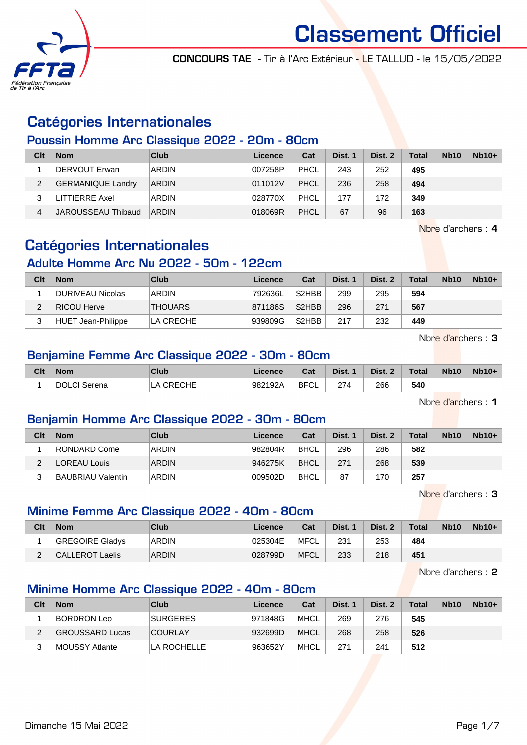# Classement Officiel

**CONCOURS TAE** - Tir à l'Arc Extérieur - LE TALLUD - le 15/05/2022

## Catégories Internationales

### Poussin Homme Arc Classique 2022 - 20m - 80cm

| Clt | Nom | Club | Licence | Cat | Dist. 1 | Dist. 2 | Total | Nb10 | Nb10+ |
|---|---|---|---|---|---|---|---|---|---|
| 1 | DERVOUT Erwan | ARDIN | 007258P | PHCL | 243 | 252 | **495** | | |
| 2 | GERMANIQUE Landry | ARDIN | 011012V | PHCL | 236 | 258 | **494** | | |
| 3 | LITTIERRE Axel | ARDIN | 028770X | PHCL | 177 | 172 | **349** | | |
| 4 | JAROUSSEAU Thibaud | ARDIN | 018069R | PHCL | 67 | 96 | **163** | | |

Nbre d'archers : **4**

## Catégories Internationales

### Adulte Homme Arc Nu 2022 - 50m - 122cm

| Clt | Nom | Club | Licence | Cat | Dist. 1 | Dist. 2 | Total | Nb10 | Nb10+ |
|---|---|---|---|---|---|---|---|---|---|
| 1 | DURIVEAU Nicolas | ARDIN | 792636L | S2HBB | 299 | 295 | **594** | | |
| 2 | RICOU Herve | THOUARS | 871186S | S2HBB | 296 | 271 | **567** | | |
| 3 | HUET Jean-Philippe | LA CRECHE | 939809G | S2HBB | 217 | 232 | **449** | | |

Nbre d'archers : **3**

### Benjamine Femme Arc Classique 2022 - 30m - 80cm

| Clt | Nom | Club | Licence | Cat | Dist. 1 | Dist. 2 | Total | Nb10 | Nb10+ |
|---|---|---|---|---|---|---|---|---|---|
| 1 | DOLCI Serena | LA CRECHE | 982192A | BFCL | 274 | 266 | **540** | | |

Nbre d'archers : **1**

### Benjamin Homme Arc Classique 2022 - 30m - 80cm

| Clt | Nom | Club | Licence | Cat | Dist. 1 | Dist. 2 | Total | Nb10 | Nb10+ |
|---|---|---|---|---|---|---|---|---|---|
| 1 | RONDARD Come | ARDIN | 982804R | BHCL | 296 | 286 | **582** | | |
| 2 | LOREAU Louis | ARDIN | 946275K | BHCL | 271 | 268 | **539** | | |
| 3 | BAUBRIAU Valentin | ARDIN | 009502D | BHCL | 87 | 170 | **257** | | |

Nbre d'archers : **3**

### Minime Femme Arc Classique 2022 - 40m - 80cm

| Clt | Nom | Club | Licence | Cat | Dist. 1 | Dist. 2 | Total | Nb10 | Nb10+ |
|---|---|---|---|---|---|---|---|---|---|
| 1 | GREGOIRE Gladys | ARDIN | 025304E | MFCL | 231 | 253 | **484** | | |
| 2 | CALLEROT Laelis | ARDIN | 028799D | MFCL | 233 | 218 | **451** | | |

Nbre d'archers : **2**

### Minime Homme Arc Classique 2022 - 40m - 80cm

| Clt | Nom | Club | Licence | Cat | Dist. 1 | Dist. 2 | Total | Nb10 | Nb10+ |
|---|---|---|---|---|---|---|---|---|---|
| 1 | BORDRON Leo | SURGERES | 971848G | MHCL | 269 | 276 | **545** | | |
| 2 | GROUSSARD Lucas | COURLAY | 932699D | MHCL | 268 | 258 | **526** | | |
| 3 | MOUSSY Atlante | LA ROCHELLE | 963652Y | MHCL | 271 | 241 | **512** | | |

Dimanche 15 Mai 2022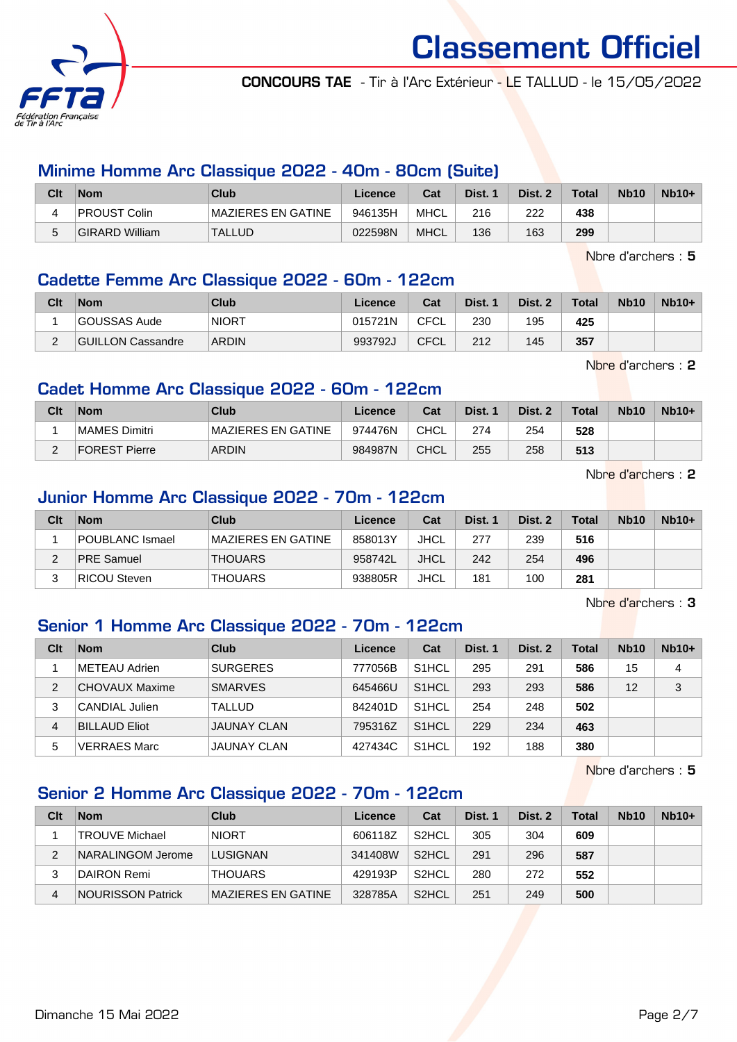# Classement Officiel

**CONCOURS TAE** - Tir à l'Arc Extérieur - LE TALLUD - le 15/05/2022

## Minime Homme Arc Classique 2022 - 40m - 80cm (Suite)

| Clt | Nom | Club | Licence | Cat | Dist. 1 | Dist. 2 | Total | Nb10 | Nb10+ |
|---|---|---|---|---|---|---|---|---|---|
| 4 | PROUST Colin | MAZIERES EN GATINE | 946135H | MHCL | 216 | 222 | **438** | | |
| 5 | GIRARD William | TALLUD | 022598N | MHCL | 136 | 163 | **299** | | |

Nbre d'archers : **5**

## Cadette Femme Arc Classique 2022 - 60m - 122cm

| Clt | Nom | Club | Licence | Cat | Dist. 1 | Dist. 2 | Total | Nb10 | Nb10+ |
|---|---|---|---|---|---|---|---|---|---|
| 1 | GOUSSAS Aude | NIORT | 015721N | CFCL | 230 | 195 | **425** | | |
| 2 | GUILLON Cassandre | ARDIN | 993792J | CFCL | 212 | 145 | **357** | | |

Nbre d'archers : **2**

## Cadet Homme Arc Classique 2022 - 60m - 122cm

| Clt | Nom | Club | Licence | Cat | Dist. 1 | Dist. 2 | Total | Nb10 | Nb10+ |
|---|---|---|---|---|---|---|---|---|---|
| 1 | MAMES Dimitri | MAZIERES EN GATINE | 974476N | CHCL | 274 | 254 | **528** | | |
| 2 | FOREST Pierre | ARDIN | 984987N | CHCL | 255 | 258 | **513** | | |

Nbre d'archers : **2**

## Junior Homme Arc Classique 2022 - 70m - 122cm

| Clt | Nom | Club | Licence | Cat | Dist. 1 | Dist. 2 | Total | Nb10 | Nb10+ |
|---|---|---|---|---|---|---|---|---|---|
| 1 | POUBLANC Ismael | MAZIERES EN GATINE | 858013Y | JHCL | 277 | 239 | **516** | | |
| 2 | PRE Samuel | THOUARS | 958742L | JHCL | 242 | 254 | **496** | | |
| 3 | RICOU Steven | THOUARS | 938805R | JHCL | 181 | 100 | **281** | | |

Nbre d'archers : **3**

## Senior 1 Homme Arc Classique 2022 - 70m - 122cm

| Clt | Nom | Club | Licence | Cat | Dist. 1 | Dist. 2 | Total | Nb10 | Nb10+ |
|---|---|---|---|---|---|---|---|---|---|
| 1 | METEAU Adrien | SURGERES | 777056B | S1HCL | 295 | 291 | **586** | 15 | 4 |
| 2 | CHOVAUX Maxime | SMARVES | 645466U | S1HCL | 293 | 293 | **586** | 12 | 3 |
| 3 | CANDIAL Julien | TALLUD | 842401D | S1HCL | 254 | 248 | **502** | | |
| 4 | BILLAUD Eliot | JAUNAY CLAN | 795316Z | S1HCL | 229 | 234 | **463** | | |
| 5 | VERRAES Marc | JAUNAY CLAN | 427434C | S1HCL | 192 | 188 | **380** | | |

Nbre d'archers : **5**

## Senior 2 Homme Arc Classique 2022 - 70m - 122cm

| Clt | Nom | Club | Licence | Cat | Dist. 1 | Dist. 2 | Total | Nb10 | Nb10+ |
|---|---|---|---|---|---|---|---|---|---|
| 1 | TROUVE Michael | NIORT | 606118Z | S2HCL | 305 | 304 | **609** | | |
| 2 | NARALINGOM Jerome | LUSIGNAN | 341408W | S2HCL | 291 | 296 | **587** | | |
| 3 | DAIRON Remi | THOUARS | 429193P | S2HCL | 280 | 272 | **552** | | |
| 4 | NOURISSON Patrick | MAZIERES EN GATINE | 328785A | S2HCL | 251 | 249 | **500** | | |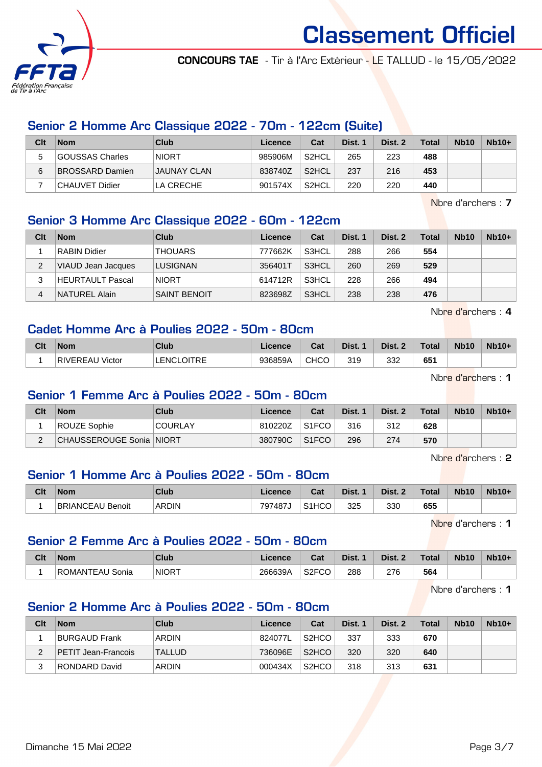# Classement Officiel

**CONCOURS TAE** - Tir à l'Arc Extérieur - LE TALLUD - le 15/05/2022

## Senior 2 Homme Arc Classique 2022 - 70m - 122cm (Suite)

| Clt | Nom | Club | Licence | Cat | Dist. 1 | Dist. 2 | Total | Nb10 | Nb10+ |
|---|---|---|---|---|---|---|---|---|---|
| 5 | GOUSSAS Charles | NIORT | 985906M | S2HCL | 265 | 223 | **488** | | |
| 6 | BROSSARD Damien | JAUNAY CLAN | 838740Z | S2HCL | 237 | 216 | **453** | | |
| 7 | CHAUVET Didier | LA CRECHE | 901574X | S2HCL | 220 | 220 | **440** | | |

Nbre d'archers : **7**

## Senior 3 Homme Arc Classique 2022 - 60m - 122cm

| Clt | Nom | Club | Licence | Cat | Dist. 1 | Dist. 2 | Total | Nb10 | Nb10+ |
|---|---|---|---|---|---|---|---|---|---|
| 1 | RABIN Didier | THOUARS | 777662K | S3HCL | 288 | 266 | **554** | | |
| 2 | VIAUD Jean Jacques | LUSIGNAN | 356401T | S3HCL | 260 | 269 | **529** | | |
| 3 | HEURTAULT Pascal | NIORT | 614712R | S3HCL | 228 | 266 | **494** | | |
| 4 | NATUREL Alain | SAINT BENOIT | 823698Z | S3HCL | 238 | 238 | **476** | | |

Nbre d'archers : **4**

## Cadet Homme Arc à Poulies 2022 - 50m - 80cm

| Clt | Nom | Club | Licence | Cat | Dist. 1 | Dist. 2 | Total | Nb10 | Nb10+ |
|---|---|---|---|---|---|---|---|---|---|
| 1 | RIVEREAU Victor | LENCLOITRE | 936859A | CHCO | 319 | 332 | **651** | | |

Nbre d'archers : **1**

## Senior 1 Femme Arc à Poulies 2022 - 50m - 80cm

| Clt | Nom | Club | Licence | Cat | Dist. 1 | Dist. 2 | Total | Nb10 | Nb10+ |
|---|---|---|---|---|---|---|---|---|---|
| 1 | ROUZE Sophie | COURLAY | 810220Z | S1FCO | 316 | 312 | **628** | | |
| 2 | CHAUSSEROUGE Sonia | NIORT | 380790C | S1FCO | 296 | 274 | **570** | | |

Nbre d'archers : **2**

## Senior 1 Homme Arc à Poulies 2022 - 50m - 80cm

| Clt | Nom | Club | Licence | Cat | Dist. 1 | Dist. 2 | Total | Nb10 | Nb10+ |
|---|---|---|---|---|---|---|---|---|---|
| 1 | BRIANCEAU Benoit | ARDIN | 797487J | S1HCO | 325 | 330 | **655** | | |

Nbre d'archers : **1**

## Senior 2 Femme Arc à Poulies 2022 - 50m - 80cm

| Clt | Nom | Club | Licence | Cat | Dist. 1 | Dist. 2 | Total | Nb10 | Nb10+ |
|---|---|---|---|---|---|---|---|---|---|
| 1 | ROMANTEAU Sonia | NIORT | 266639A | S2FCO | 288 | 276 | **564** | | |

Nbre d'archers : **1**

## Senior 2 Homme Arc à Poulies 2022 - 50m - 80cm

| Clt | Nom | Club | Licence | Cat | Dist. 1 | Dist. 2 | Total | Nb10 | Nb10+ |
|---|---|---|---|---|---|---|---|---|---|
| 1 | BURGAUD Frank | ARDIN | 824077L | S2HCO | 337 | 333 | **670** | | |
| 2 | PETIT Jean-Francois | TALLUD | 736096E | S2HCO | 320 | 320 | **640** | | |
| 3 | RONDARD David | ARDIN | 000434X | S2HCO | 318 | 313 | **631** | | |

Dimanche 15 Mai 2022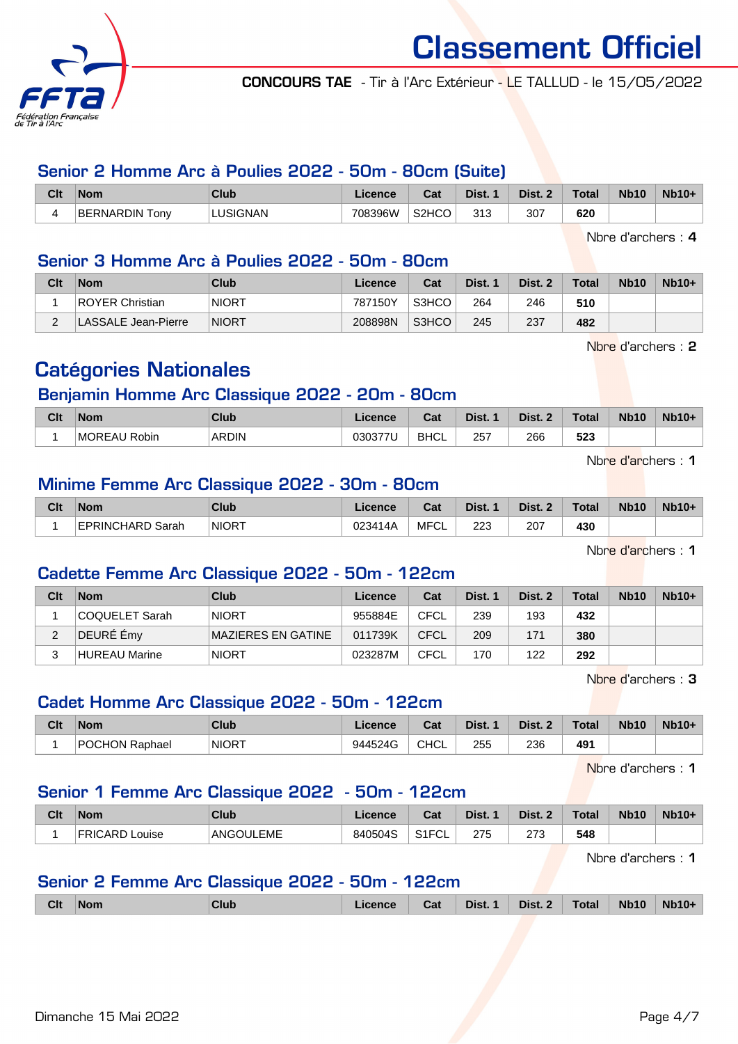# Classement Officiel

**CONCOURS TAE** - Tir à l'Arc Extérieur - LE TALLUD - le 15/05/2022

## Senior 2 Homme Arc à Poulies 2022 - 50m - 80cm (Suite)

| Clt | Nom | Club | Licence | Cat | Dist. 1 | Dist. 2 | Total | Nb10 | Nb10+ |
|---|---|---|---|---|---|---|---|---|---|
| 4 | BERNARDIN Tony | LUSIGNAN | 708396W | S2HCO | 313 | 307 | **620** | | |

Nbre d'archers : **4**

## Senior 3 Homme Arc à Poulies 2022 - 50m - 80cm

| Clt | Nom | Club | Licence | Cat | Dist. 1 | Dist. 2 | Total | Nb10 | Nb10+ |
|---|---|---|---|---|---|---|---|---|---|
| 1 | ROYER Christian | NIORT | 787150Y | S3HCO | 264 | 246 | **510** | | |
| 2 | LASSALE Jean-Pierre | NIORT | 208898N | S3HCO | 245 | 237 | **482** | | |

Nbre d'archers : **2**

# Catégories Nationales

## Benjamin Homme Arc Classique 2022 - 20m - 80cm

| Clt | Nom | Club | Licence | Cat | Dist. 1 | Dist. 2 | Total | Nb10 | Nb10+ |
|---|---|---|---|---|---|---|---|---|---|
| 1 | MOREAU Robin | ARDIN | 030377U | BHCL | 257 | 266 | **523** | | |

Nbre d'archers : **1**

## Minime Femme Arc Classique 2022 - 30m - 80cm

| Clt | Nom | Club | Licence | Cat | Dist. 1 | Dist. 2 | Total | Nb10 | Nb10+ |
|---|---|---|---|---|---|---|---|---|---|
| 1 | EPRINCHARD Sarah | NIORT | 023414A | MFCL | 223 | 207 | **430** | | |

Nbre d'archers : **1**

## Cadette Femme Arc Classique 2022 - 50m - 122cm

| Clt | Nom | Club | Licence | Cat | Dist. 1 | Dist. 2 | Total | Nb10 | Nb10+ |
|---|---|---|---|---|---|---|---|---|---|
| 1 | COQUELET Sarah | NIORT | 955884E | CFCL | 239 | 193 | **432** | | |
| 2 | DEURÉ Émy | MAZIERES EN GATINE | 011739K | CFCL | 209 | 171 | **380** | | |
| 3 | HUREAU Marine | NIORT | 023287M | CFCL | 170 | 122 | **292** | | |

Nbre d'archers : **3**

## Cadet Homme Arc Classique 2022 - 50m - 122cm

| Clt | Nom | Club | Licence | Cat | Dist. 1 | Dist. 2 | Total | Nb10 | Nb10+ |
|---|---|---|---|---|---|---|---|---|---|
| 1 | POCHON Raphael | NIORT | 944524G | CHCL | 255 | 236 | **491** | | |

Nbre d'archers : **1**

## Senior 1 Femme Arc Classique 2022 - 50m - 122cm

| Clt | Nom | Club | Licence | Cat | Dist. 1 | Dist. 2 | Total | Nb10 | Nb10+ |
|---|---|---|---|---|---|---|---|---|---|
| 1 | FRICARD Louise | ANGOULEME | 840504S | S1FCL | 275 | 273 | **548** | | |

Nbre d'archers : **1**

## Senior 2 Femme Arc Classique 2022 - 50m - 122cm

| Clt | Nom | Club | Licence | Cat | Dist. 1 | Dist. 2 | Total | Nb10 | Nb10+ |
|---|---|---|---|---|---|---|---|---|---|

Dimanche 15 Mai 2022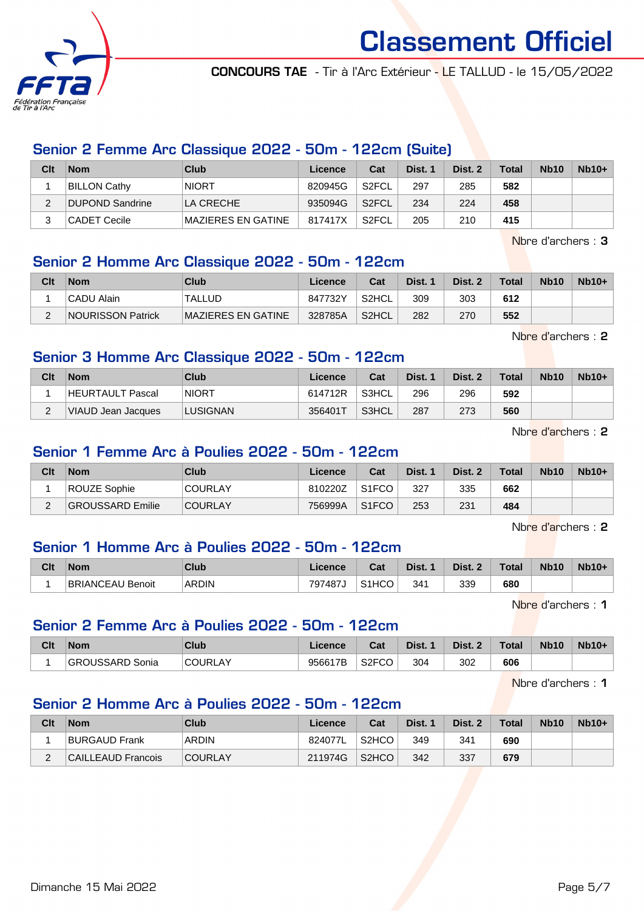# Classement Officiel

**CONCOURS TAE** - Tir à l'Arc Extérieur - LE TALLUD - le 15/05/2022

## Senior 2 Femme Arc Classique 2022 - 50m - 122cm (Suite)

| Clt | Nom | Club | Licence | Cat | Dist. 1 | Dist. 2 | Total | Nb10 | Nb10+ |
|---|---|---|---|---|---|---|---|---|---|
| 1 | BILLON Cathy | NIORT | 820945G | S2FCL | 297 | 285 | **582** | | |
| 2 | DUPOND Sandrine | LA CRECHE | 935094G | S2FCL | 234 | 224 | **458** | | |
| 3 | CADET Cecile | MAZIERES EN GATINE | 817417X | S2FCL | 205 | 210 | **415** | | |

Nbre d'archers : **3**

## Senior 2 Homme Arc Classique 2022 - 50m - 122cm

| Clt | Nom | Club | Licence | Cat | Dist. 1 | Dist. 2 | Total | Nb10 | Nb10+ |
|---|---|---|---|---|---|---|---|---|---|
| 1 | CADU Alain | TALLUD | 847732Y | S2HCL | 309 | 303 | **612** | | |
| 2 | NOURISSON Patrick | MAZIERES EN GATINE | 328785A | S2HCL | 282 | 270 | **552** | | |

Nbre d'archers : **2**

## Senior 3 Homme Arc Classique 2022 - 50m - 122cm

| Clt | Nom | Club | Licence | Cat | Dist. 1 | Dist. 2 | Total | Nb10 | Nb10+ |
|---|---|---|---|---|---|---|---|---|---|
| 1 | HEURTAULT Pascal | NIORT | 614712R | S3HCL | 296 | 296 | **592** | | |
| 2 | VIAUD Jean Jacques | LUSIGNAN | 356401T | S3HCL | 287 | 273 | **560** | | |

Nbre d'archers : **2**

## Senior 1 Femme Arc à Poulies 2022 - 50m - 122cm

| Clt | Nom | Club | Licence | Cat | Dist. 1 | Dist. 2 | Total | Nb10 | Nb10+ |
|---|---|---|---|---|---|---|---|---|---|
| 1 | ROUZE Sophie | COURLAY | 810220Z | S1FCO | 327 | 335 | **662** | | |
| 2 | GROUSSARD Emilie | COURLAY | 756999A | S1FCO | 253 | 231 | **484** | | |

Nbre d'archers : **2**

## Senior 1 Homme Arc à Poulies 2022 - 50m - 122cm

| Clt | Nom | Club | Licence | Cat | Dist. 1 | Dist. 2 | Total | Nb10 | Nb10+ |
|---|---|---|---|---|---|---|---|---|---|
| 1 | BRIANCEAU Benoit | ARDIN | 797487J | S1HCO | 341 | 339 | **680** | | |

Nbre d'archers : **1**

## Senior 2 Femme Arc à Poulies 2022 - 50m - 122cm

| Clt | Nom | Club | Licence | Cat | Dist. 1 | Dist. 2 | Total | Nb10 | Nb10+ |
|---|---|---|---|---|---|---|---|---|---|
| 1 | GROUSSARD Sonia | COURLAY | 956617B | S2FCO | 304 | 302 | **606** | | |

Nbre d'archers : **1**

## Senior 2 Homme Arc à Poulies 2022 - 50m - 122cm

| Clt | Nom | Club | Licence | Cat | Dist. 1 | Dist. 2 | Total | Nb10 | Nb10+ |
|---|---|---|---|---|---|---|---|---|---|
| 1 | BURGAUD Frank | ARDIN | 824077L | S2HCO | 349 | 341 | **690** | | |
| 2 | CAILLEAUD Francois | COURLAY | 211974G | S2HCO | 342 | 337 | **679** | | |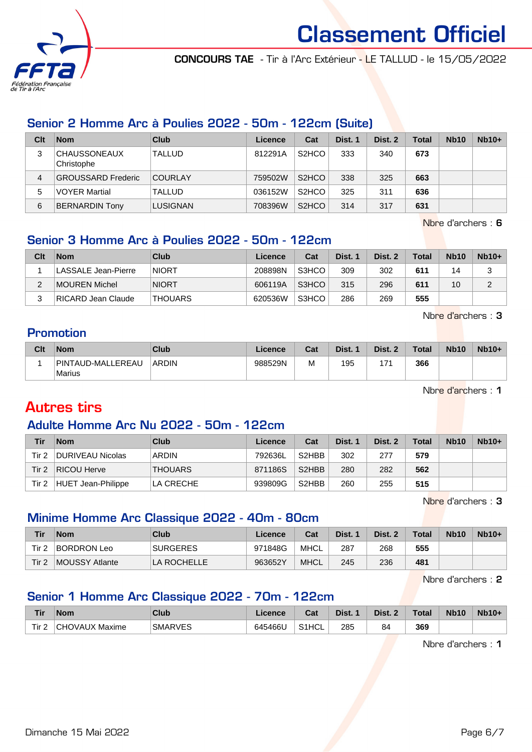# Classement Officiel

**CONCOURS TAE** - Tir à l'Arc Extérieur - LE TALLUD - le 15/05/2022

## Senior 2 Homme Arc à Poulies 2022 - 50m - 122cm (Suite)

| Clt | Nom | Club | Licence | Cat | Dist. 1 | Dist. 2 | Total | Nb10 | Nb10+ |
|---|---|---|---|---|---|---|---|---|---|
| 3 | CHAUSSONEAUX Christophe | TALLUD | 812291A | S2HCO | 333 | 340 | **673** | | |
| 4 | GROUSSARD Frederic | COURLAY | 759502W | S2HCO | 338 | 325 | **663** | | |
| 5 | VOYER Martial | TALLUD | 036152W | S2HCO | 325 | 311 | **636** | | |
| 6 | BERNARDIN Tony | LUSIGNAN | 708396W | S2HCO | 314 | 317 | **631** | | |

Nbre d'archers : **6**

## Senior 3 Homme Arc à Poulies 2022 - 50m - 122cm

| Clt | Nom | Club | Licence | Cat | Dist. 1 | Dist. 2 | Total | Nb10 | Nb10+ |
|---|---|---|---|---|---|---|---|---|---|
| 1 | LASSALE Jean-Pierre | NIORT | 208898N | S3HCO | 309 | 302 | **611** | 14 | 3 |
| 2 | MOUREN Michel | NIORT | 606119A | S3HCO | 315 | 296 | **611** | 10 | 2 |
| 3 | RICARD Jean Claude | THOUARS | 620536W | S3HCO | 286 | 269 | **555** | | |

Nbre d'archers : **3**

## Promotion

| Clt | Nom | Club | Licence | Cat | Dist. 1 | Dist. 2 | Total | Nb10 | Nb10+ |
|---|---|---|---|---|---|---|---|---|---|
| 1 | PINTAUD-MALLEREAU Marius | ARDIN | 988529N | M | 195 | 171 | **366** | | |

Nbre d'archers : **1**

# Autres tirs

## Adulte Homme Arc Nu 2022 - 50m - 122cm

| Tir | Nom | Club | Licence | Cat | Dist. 1 | Dist. 2 | Total | Nb10 | Nb10+ |
|---|---|---|---|---|---|---|---|---|---|
| Tir 2 | DURIVEAU Nicolas | ARDIN | 792636L | S2HBB | 302 | 277 | **579** | | |
| Tir 2 | RICOU Herve | THOUARS | 871186S | S2HBB | 280 | 282 | **562** | | |
| Tir 2 | HUET Jean-Philippe | LA CRECHE | 939809G | S2HBB | 260 | 255 | **515** | | |

Nbre d'archers : **3**

## Minime Homme Arc Classique 2022 - 40m - 80cm

| Tir | Nom | Club | Licence | Cat | Dist. 1 | Dist. 2 | Total | Nb10 | Nb10+ |
|---|---|---|---|---|---|---|---|---|---|
| Tir 2 | BORDRON Leo | SURGERES | 971848G | MHCL | 287 | 268 | **555** | | |
| Tir 2 | MOUSSY Atlante | LA ROCHELLE | 963652Y | MHCL | 245 | 236 | **481** | | |

Nbre d'archers : **2**

## Senior 1 Homme Arc Classique 2022 - 70m - 122cm

| Tir | Nom | Club | Licence | Cat | Dist. 1 | Dist. 2 | Total | Nb10 | Nb10+ |
|---|---|---|---|---|---|---|---|---|---|
| Tir 2 | CHOVAUX Maxime | SMARVES | 645466U | S1HCL | 285 | 84 | **369** | | |

Nbre d'archers : **1**

Dimanche 15 Mai 2022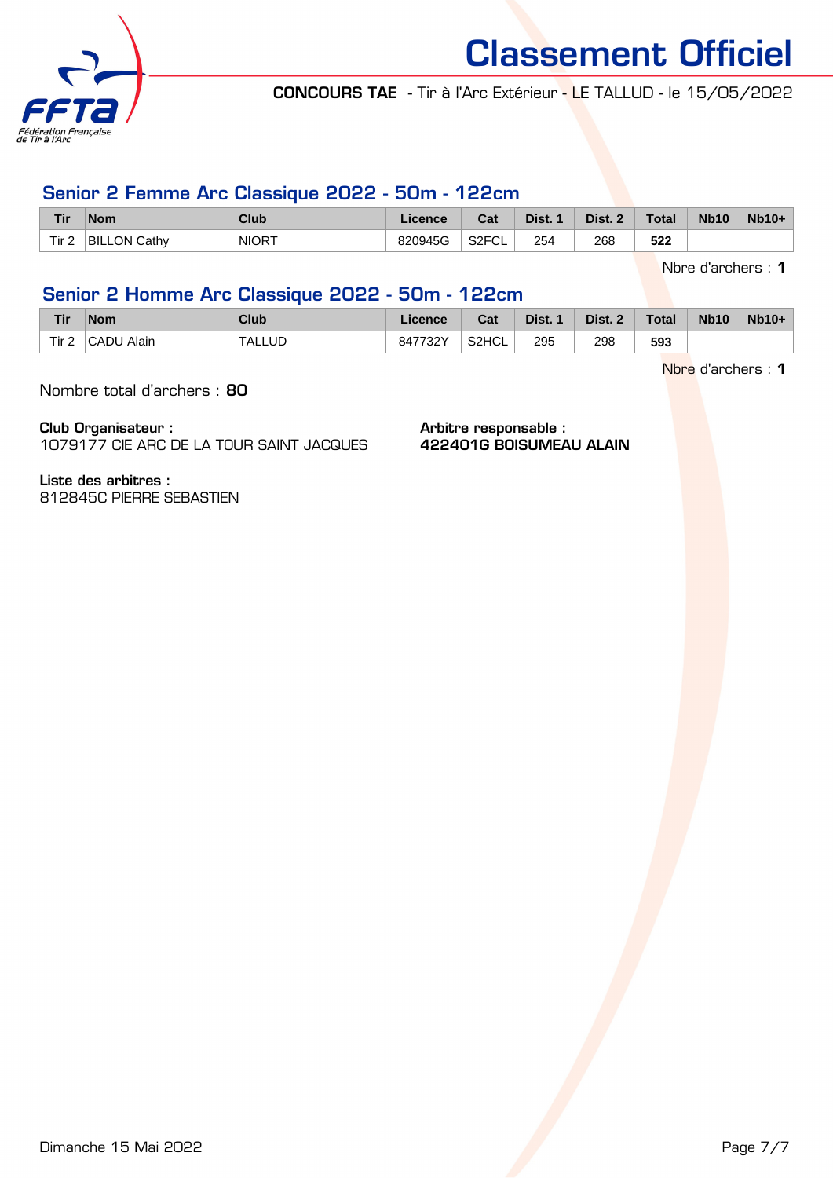# Classement Officiel

**CONCOURS TAE** - Tir à l'Arc Extérieur - LE TALLUD - le 15/05/2022

## Senior 2 Femme Arc Classique 2022 - 50m - 122cm

| Tir | Nom | Club | Licence | Cat | Dist. 1 | Dist. 2 | Total | Nb10 | Nb10+ |
|---|---|---|---|---|---|---|---|---|---|
| Tir 2 | BILLON Cathy | NIORT | 820945G | S2FCL | 254 | 268 | **522** | | |

Nbre d'archers : **1**

## Senior 2 Homme Arc Classique 2022 - 50m - 122cm

| Tir | Nom | Club | Licence | Cat | Dist. 1 | Dist. 2 | Total | Nb10 | Nb10+ |
|---|---|---|---|---|---|---|---|---|---|
| Tir 2 | CADU Alain | TALLUD | 847732Y | S2HCL | 295 | 298 | **593** | | |

Nbre d'archers : **1**

Nombre total d'archers : **80**

**Club Organisateur :**
1079177 CIE ARC DE LA TOUR SAINT JACQUES

**Arbitre responsable :**
**422401G BOISUMEAU ALAIN**

**Liste des arbitres :**
812845C PIERRE SEBASTIEN

Dimanche 15 Mai 2022